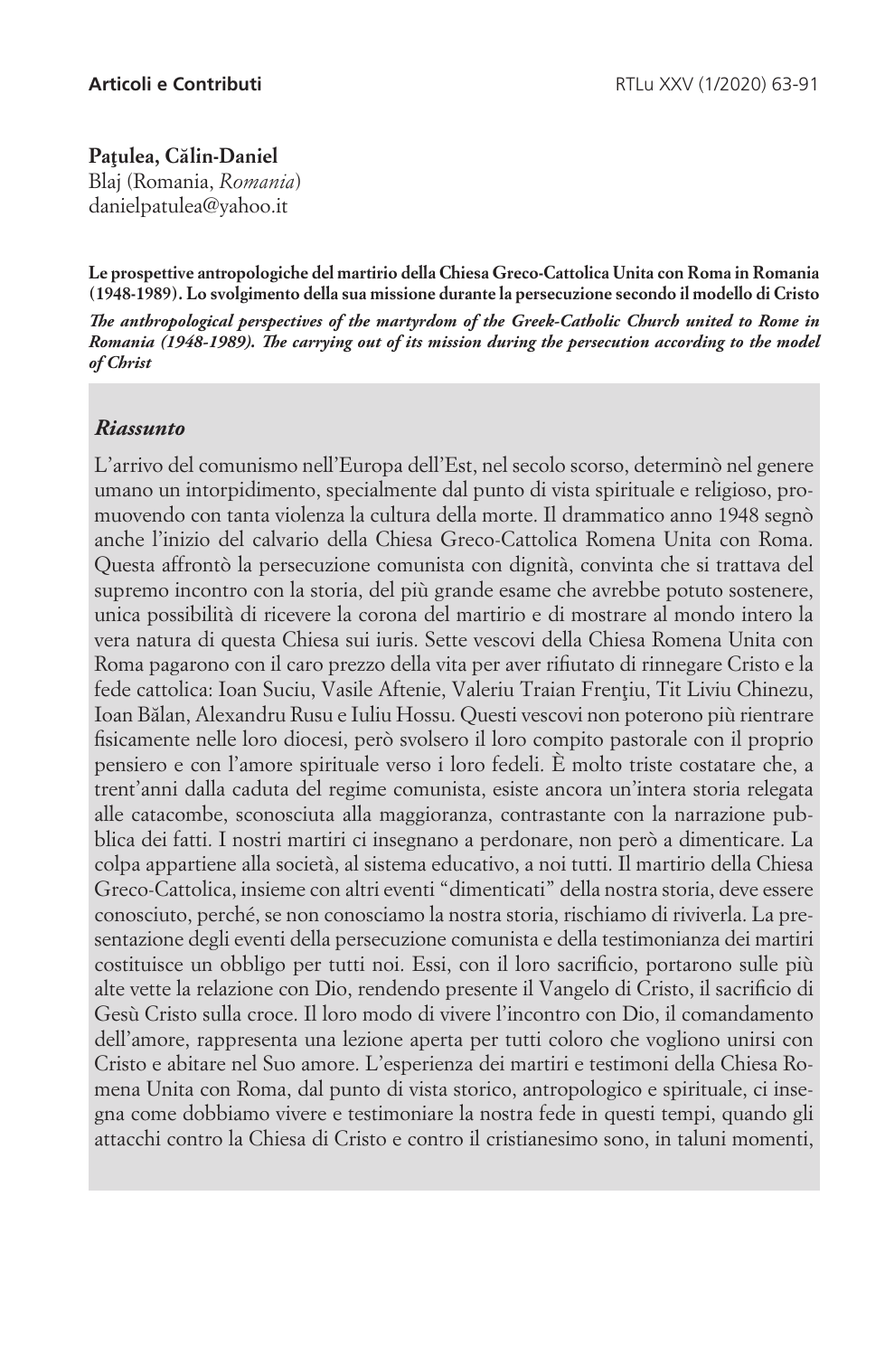**Paţulea, Călin-Daniel**
Blaj (Romania, *Romania*)
danielpatulea@yahoo.it

**Le prospettive antropologiche del martirio della Chiesa Greco-Cattolica Unita con Roma in Romania (1948-1989). Lo svolgimento della sua missione durante la persecuzione secondo il modello di Cristo**

***The anthropological perspectives of the martyrdom of the Greek-Catholic Church united to Rome in Romania (1948-1989). The carrying out of its mission during the persecution according to the model of Christ***

## *Riassunto*

L'arrivo del comunismo nell'Europa dell'Est, nel secolo scorso, determinò nel genere umano un intorpidimento, specialmente dal punto di vista spirituale e religioso, promuovendo con tanta violenza la cultura della morte. Il drammatico anno 1948 segnò anche l'inizio del calvario della Chiesa Greco-Cattolica Romena Unita con Roma. Questa affrontò la persecuzione comunista con dignità, convinta che si trattava del supremo incontro con la storia, del più grande esame che avrebbe potuto sostenere, unica possibilità di ricevere la corona del martirio e di mostrare al mondo intero la vera natura di questa Chiesa sui iuris. Sette vescovi della Chiesa Romena Unita con Roma pagarono con il caro prezzo della vita per aver rifiutato di rinnegare Cristo e la fede cattolica: Ioan Suciu, Vasile Aftenie, Valeriu Traian Frenţiu, Tit Liviu Chinezu, Ioan Bălan, Alexandru Rusu e Iuliu Hossu. Questi vescovi non poterono più rientrare fisicamente nelle loro diocesi, però svolsero il loro compito pastorale con il proprio pensiero e con l'amore spirituale verso i loro fedeli. È molto triste costatare che, a trent'anni dalla caduta del regime comunista, esiste ancora un'intera storia relegata alle catacombe, sconosciuta alla maggioranza, contrastante con la narrazione pubblica dei fatti. I nostri martiri ci insegnano a perdonare, non però a dimenticare. La colpa appartiene alla società, al sistema educativo, a noi tutti. Il martirio della Chiesa Greco-Cattolica, insieme con altri eventi "dimenticati" della nostra storia, deve essere conosciuto, perché, se non conosciamo la nostra storia, rischiamo di riviverla. La presentazione degli eventi della persecuzione comunista e della testimonianza dei martiri costituisce un obbligo per tutti noi. Essi, con il loro sacrificio, portarono sulle più alte vette la relazione con Dio, rendendo presente il Vangelo di Cristo, il sacrificio di Gesù Cristo sulla croce. Il loro modo di vivere l'incontro con Dio, il comandamento dell'amore, rappresenta una lezione aperta per tutti coloro che vogliono unirsi con Cristo e abitare nel Suo amore. L'esperienza dei martiri e testimoni della Chiesa Romena Unita con Roma, dal punto di vista storico, antropologico e spirituale, ci insegna come dobbiamo vivere e testimoniare la nostra fede in questi tempi, quando gli attacchi contro la Chiesa di Cristo e contro il cristianesimo sono, in taluni momenti,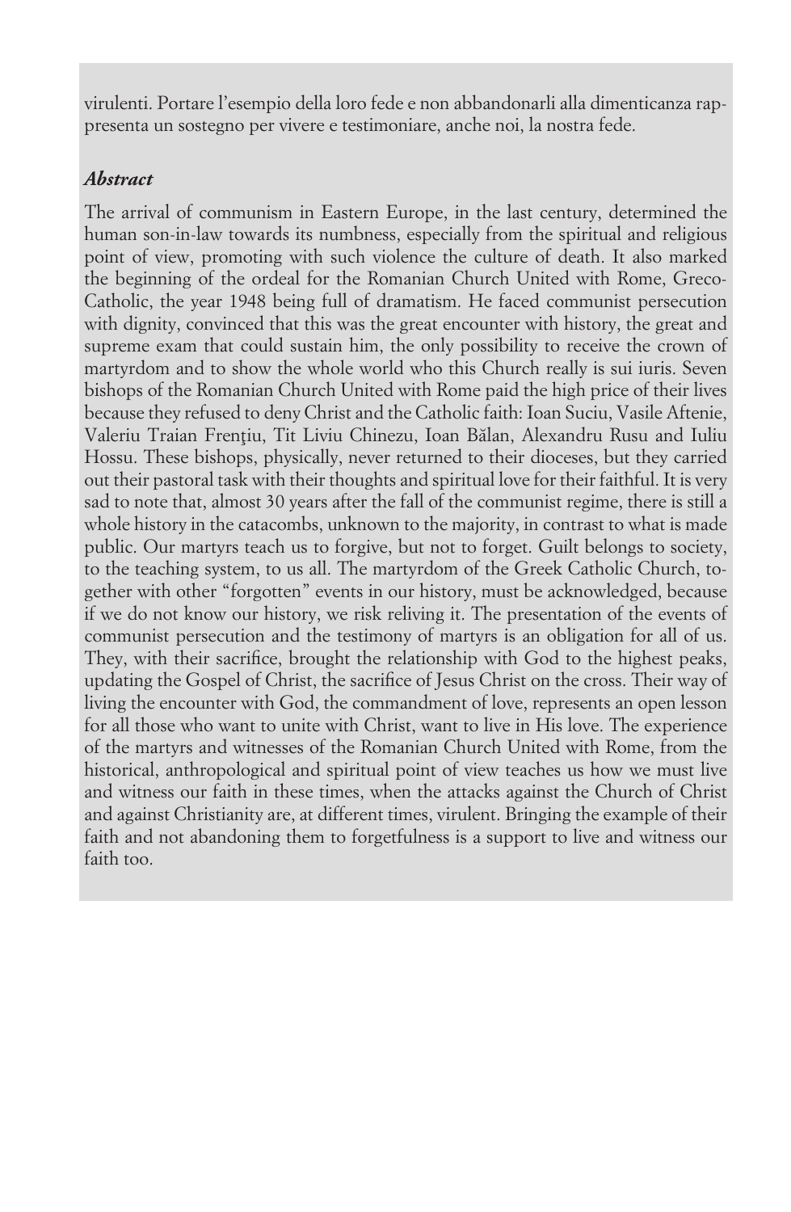virulenti. Portare l'esempio della loro fede e non abbandonarli alla dimenticanza rappresenta un sostegno per vivere e testimoniare, anche noi, la nostra fede.

***Abstract***

The arrival of communism in Eastern Europe, in the last century, determined the human son-in-law towards its numbness, especially from the spiritual and religious point of view, promoting with such violence the culture of death. It also marked the beginning of the ordeal for the Romanian Church United with Rome, Greco-Catholic, the year 1948 being full of dramatism. He faced communist persecution with dignity, convinced that this was the great encounter with history, the great and supreme exam that could sustain him, the only possibility to receive the crown of martyrdom and to show the whole world who this Church really is sui iuris. Seven bishops of the Romanian Church United with Rome paid the high price of their lives because they refused to deny Christ and the Catholic faith: Ioan Suciu, Vasile Aftenie, Valeriu Traian Frenţiu, Tit Liviu Chinezu, Ioan Bălan, Alexandru Rusu and Iuliu Hossu. These bishops, physically, never returned to their dioceses, but they carried out their pastoral task with their thoughts and spiritual love for their faithful. It is very sad to note that, almost 30 years after the fall of the communist regime, there is still a whole history in the catacombs, unknown to the majority, in contrast to what is made public. Our martyrs teach us to forgive, but not to forget. Guilt belongs to society, to the teaching system, to us all. The martyrdom of the Greek Catholic Church, together with other "forgotten" events in our history, must be acknowledged, because if we do not know our history, we risk reliving it. The presentation of the events of communist persecution and the testimony of martyrs is an obligation for all of us. They, with their sacrifice, brought the relationship with God to the highest peaks, updating the Gospel of Christ, the sacrifice of Jesus Christ on the cross. Their way of living the encounter with God, the commandment of love, represents an open lesson for all those who want to unite with Christ, want to live in His love. The experience of the martyrs and witnesses of the Romanian Church United with Rome, from the historical, anthropological and spiritual point of view teaches us how we must live and witness our faith in these times, when the attacks against the Church of Christ and against Christianity are, at different times, virulent. Bringing the example of their faith and not abandoning them to forgetfulness is a support to live and witness our faith too.